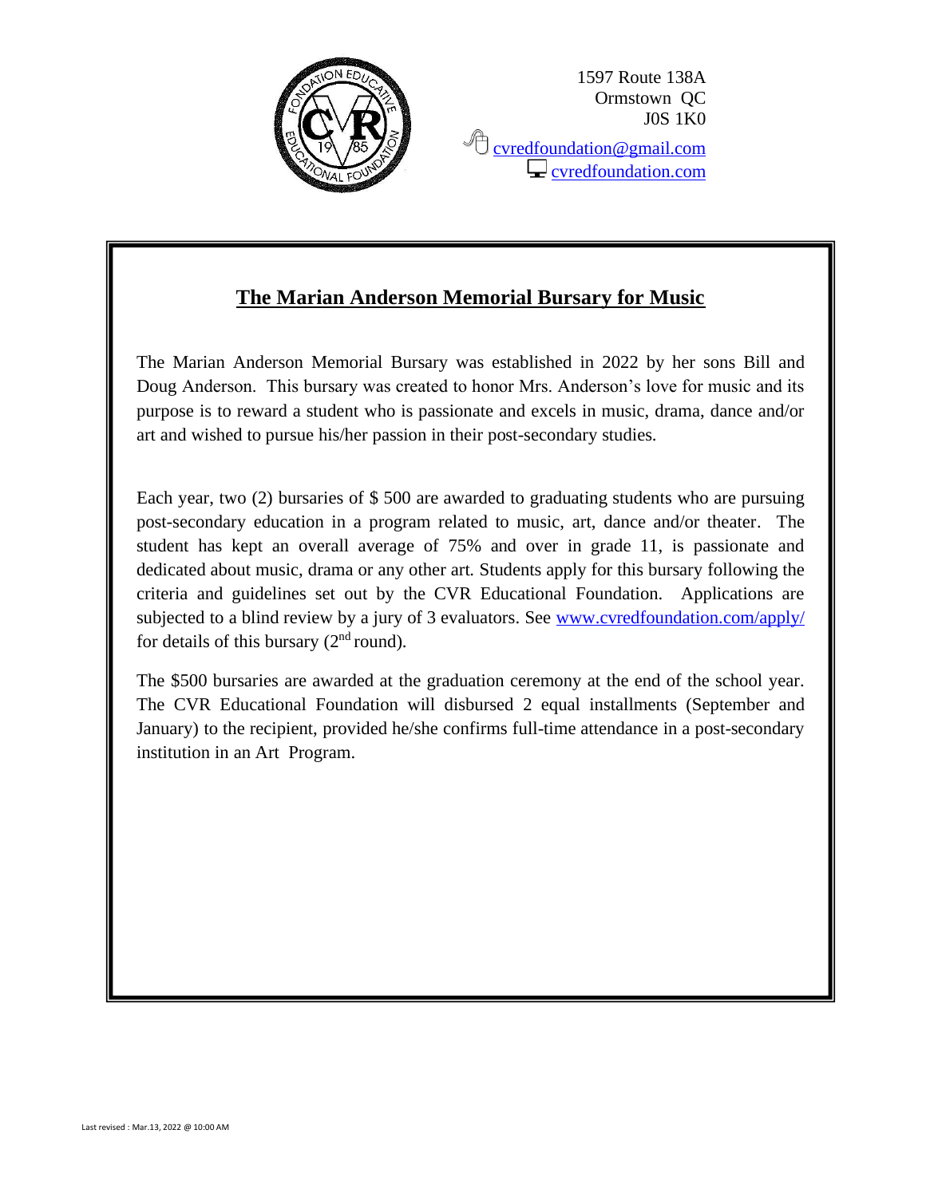1597 Route 138A
Ormstown QC
J0S 1K0

cvredfoundation@gmail.com
cvredfoundation.com

## **The Marian Anderson Memorial Bursary for Music**

The Marian Anderson Memorial Bursary was established in 2022 by her sons Bill and Doug Anderson. This bursary was created to honor Mrs. Anderson's love for music and its purpose is to reward a student who is passionate and excels in music, drama, dance and/or art and wished to pursue his/her passion in their post-secondary studies.

Each year, two (2) bursaries of $ 500 are awarded to graduating students who are pursuing post-secondary education in a program related to music, art, dance and/or theater. The student has kept an overall average of 75% and over in grade 11, is passionate and dedicated about music, drama or any other art. Students apply for this bursary following the criteria and guidelines set out by the CVR Educational Foundation. Applications are subjected to a blind review by a jury of 3 evaluators. See www.cvredfoundation.com/apply/ for details of this bursary (2nd round).

The $500 bursaries are awarded at the graduation ceremony at the end of the school year. The CVR Educational Foundation will disbursed 2 equal installments (September and January) to the recipient, provided he/she confirms full-time attendance in a post-secondary institution in an Art Program.

Last revised : Mar.13, 2022 @ 10:00 AM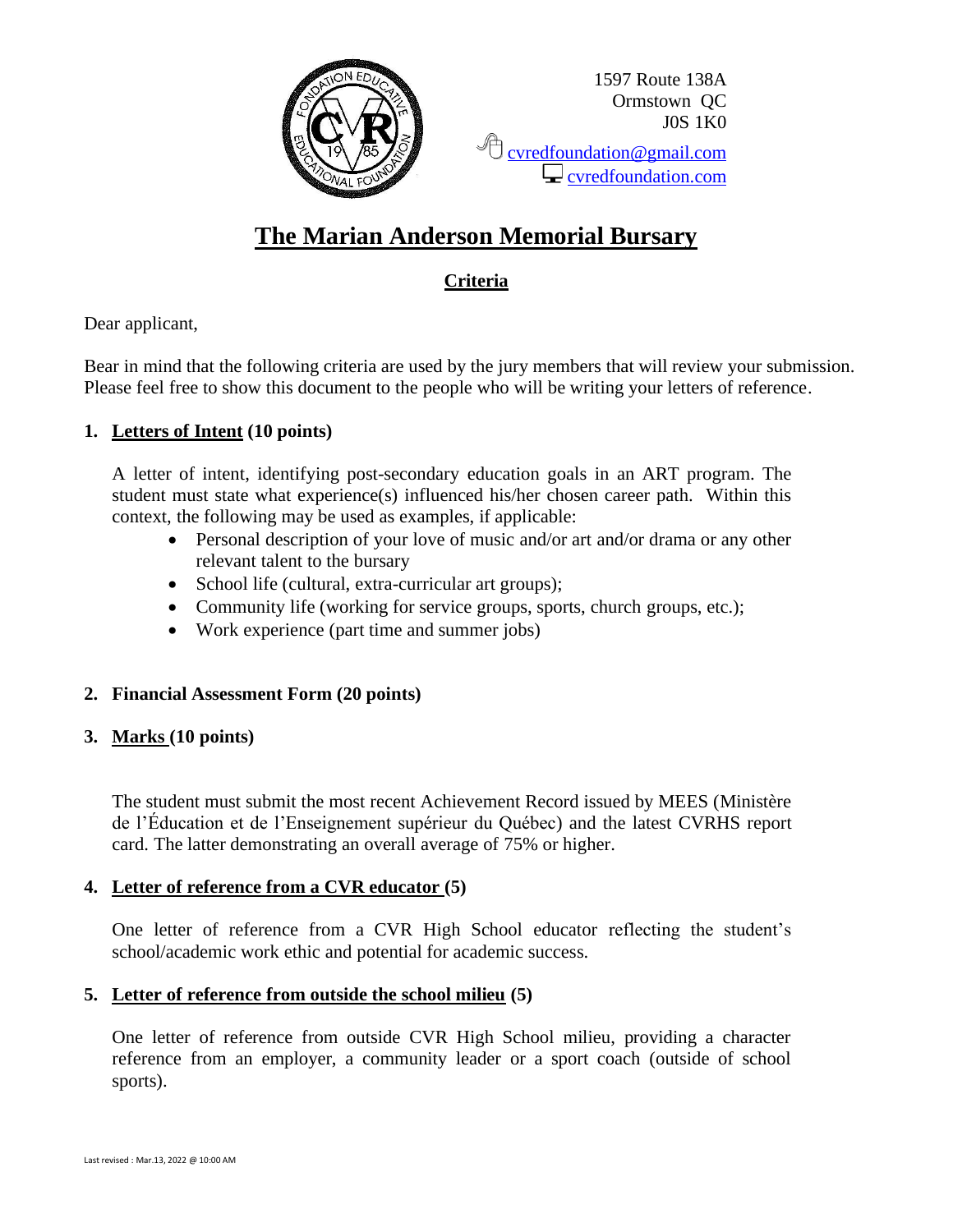1597 Route 138A
Ormstown QC
J0S 1K0

cvredfoundation@gmail.com
cvredfoundation.com

# The Marian Anderson Memorial Bursary

## Criteria

Dear applicant,

Bear in mind that the following criteria are used by the jury members that will review your submission. Please feel free to show this document to the people who will be writing your letters of reference.

1. **Letters of Intent (10 points)**

   A letter of intent, identifying post-secondary education goals in an ART program. The student must state what experience(s) influenced his/her chosen career path. Within this context, the following may be used as examples, if applicable:
   - Personal description of your love of music and/or art and/or drama or any other relevant talent to the bursary
   - School life (cultural, extra-curricular art groups);
   - Community life (working for service groups, sports, church groups, etc.);
   - Work experience (part time and summer jobs)

2. **Financial Assessment Form (20 points)**

3. **Marks (10 points)**

   The student must submit the most recent Achievement Record issued by MEES (Ministère de l'Éducation et de l'Enseignement supérieur du Québec) and the latest CVRHS report card. The latter demonstrating an overall average of 75% or higher.

4. **Letter of reference from a CVR educator (5)**

   One letter of reference from a CVR High School educator reflecting the student's school/academic work ethic and potential for academic success.

5. **Letter of reference from outside the school milieu (5)**

   One letter of reference from outside CVR High School milieu, providing a character reference from an employer, a community leader or a sport coach (outside of school sports).